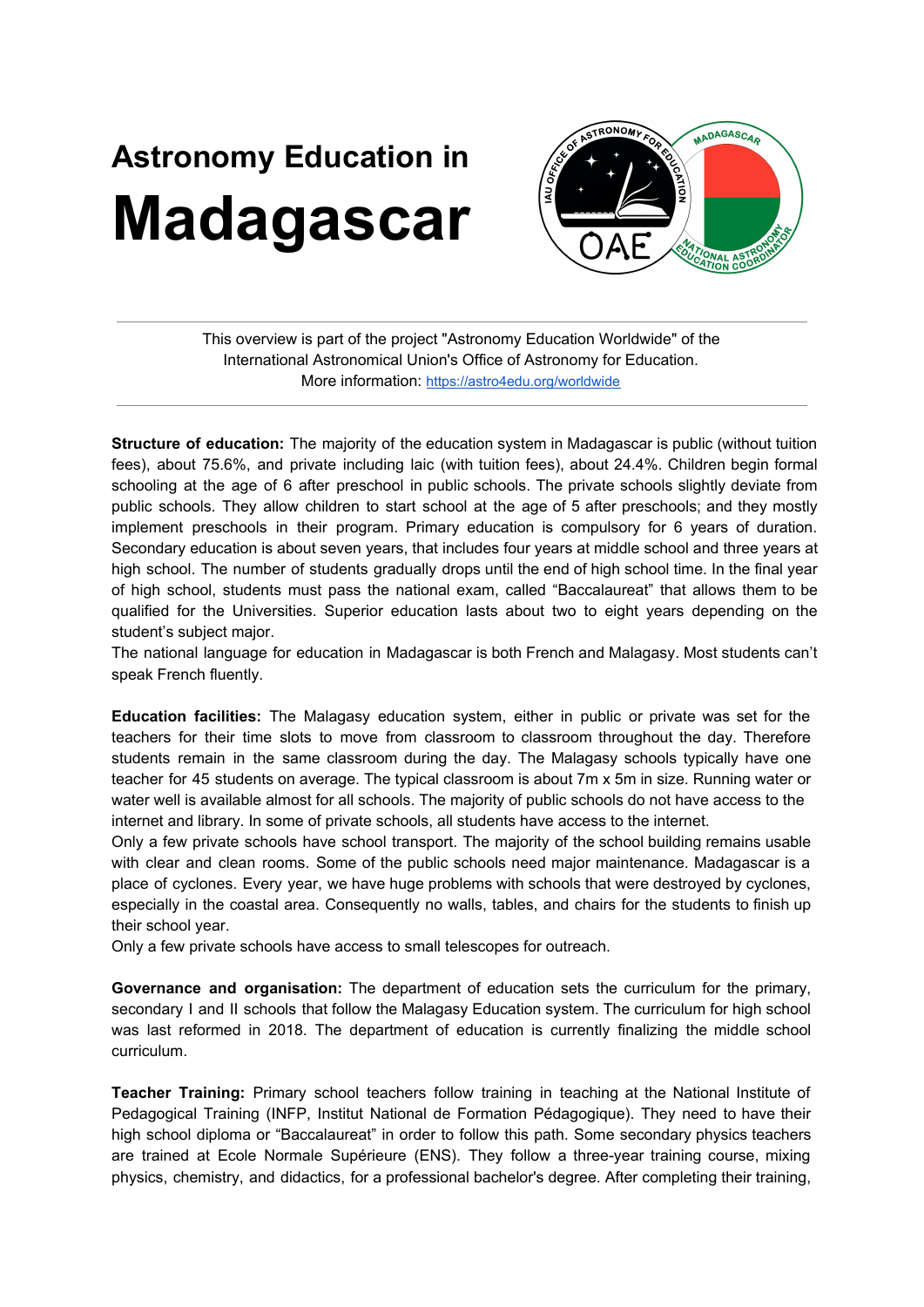# Astronomy Education in Madagascar

This overview is part of the project "Astronomy Education Worldwide" of the International Astronomical Union's Office of Astronomy for Education.
More information: https://astro4edu.org/worldwide

**Structure of education:** The majority of the education system in Madagascar is public (without tuition fees), about 75.6%, and private including laic (with tuition fees), about 24.4%. Children begin formal schooling at the age of 6 after preschool in public schools. The private schools slightly deviate from public schools. They allow children to start school at the age of 5 after preschools; and they mostly implement preschools in their program. Primary education is compulsory for 6 years of duration. Secondary education is about seven years, that includes four years at middle school and three years at high school. The number of students gradually drops until the end of high school time. In the final year of high school, students must pass the national exam, called "Baccalaureat" that allows them to be qualified for the Universities. Superior education lasts about two to eight years depending on the student's subject major.
The national language for education in Madagascar is both French and Malagasy. Most students can't speak French fluently.

**Education facilities:** The Malagasy education system, either in public or private was set for the teachers for their time slots to move from classroom to classroom throughout the day. Therefore students remain in the same classroom during the day. The Malagasy schools typically have one teacher for 45 students on average. The typical classroom is about 7m x 5m in size. Running water or water well is available almost for all schools. The majority of public schools do not have access to the internet and library. In some of private schools, all students have access to the internet.
Only a few private schools have school transport. The majority of the school building remains usable with clear and clean rooms. Some of the public schools need major maintenance. Madagascar is a place of cyclones. Every year, we have huge problems with schools that were destroyed by cyclones, especially in the coastal area. Consequently no walls, tables, and chairs for the students to finish up their school year.
Only a few private schools have access to small telescopes for outreach.

**Governance and organisation:** The department of education sets the curriculum for the primary, secondary I and II schools that follow the Malagasy Education system. The curriculum for high school was last reformed in 2018. The department of education is currently finalizing the middle school curriculum.

**Teacher Training:** Primary school teachers follow training in teaching at the National Institute of Pedagogical Training (INFP, Institut National de Formation Pédagogique). They need to have their high school diploma or "Baccalaureat" in order to follow this path. Some secondary physics teachers are trained at Ecole Normale Supérieure (ENS). They follow a three-year training course, mixing physics, chemistry, and didactics, for a professional bachelor's degree. After completing their training,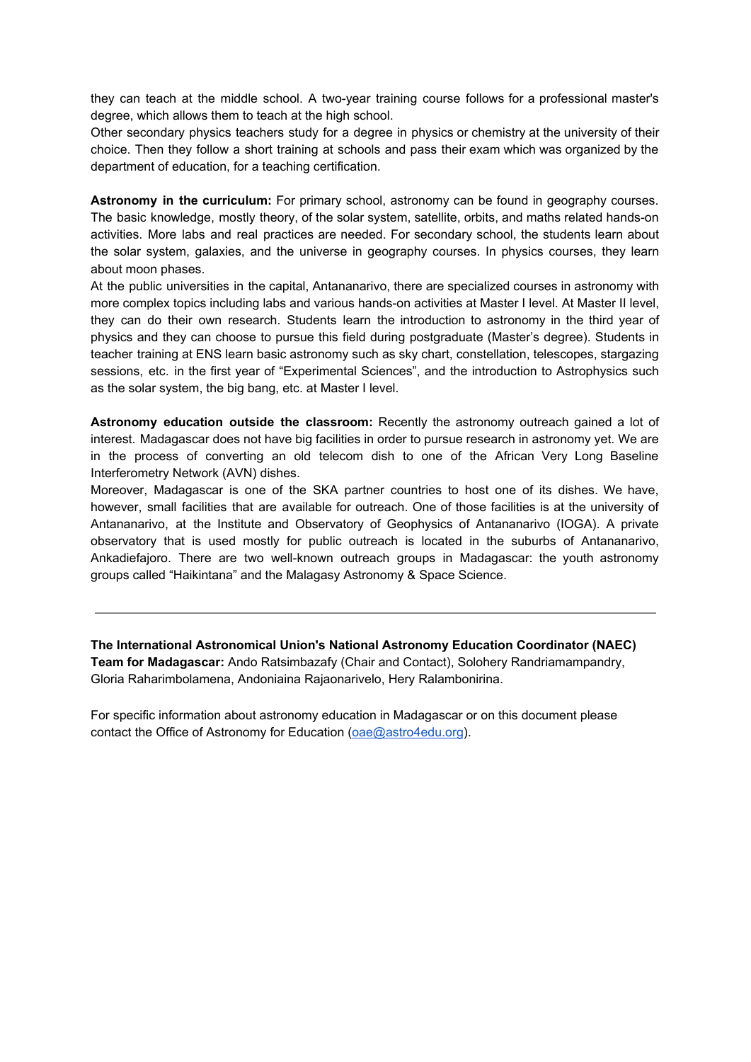they can teach at the middle school. A two-year training course follows for a professional master's degree, which allows them to teach at the high school.

Other secondary physics teachers study for a degree in physics or chemistry at the university of their choice. Then they follow a short training at schools and pass their exam which was organized by the department of education, for a teaching certification.

**Astronomy in the curriculum:** For primary school, astronomy can be found in geography courses. The basic knowledge, mostly theory, of the solar system, satellite, orbits, and maths related hands-on activities. More labs and real practices are needed. For secondary school, the students learn about the solar system, galaxies, and the universe in geography courses. In physics courses, they learn about moon phases.

At the public universities in the capital, Antananarivo, there are specialized courses in astronomy with more complex topics including labs and various hands-on activities at Master I level. At Master II level, they can do their own research. Students learn the introduction to astronomy in the third year of physics and they can choose to pursue this field during postgraduate (Master's degree). Students in teacher training at ENS learn basic astronomy such as sky chart, constellation, telescopes, stargazing sessions, etc. in the first year of "Experimental Sciences", and the introduction to Astrophysics such as the solar system, the big bang, etc. at Master I level.

**Astronomy education outside the classroom:** Recently the astronomy outreach gained a lot of interest. Madagascar does not have big facilities in order to pursue research in astronomy yet. We are in the process of converting an old telecom dish to one of the African Very Long Baseline Interferometry Network (AVN) dishes.

Moreover, Madagascar is one of the SKA partner countries to host one of its dishes. We have, however, small facilities that are available for outreach. One of those facilities is at the university of Antananarivo, at the Institute and Observatory of Geophysics of Antananarivo (IOGA). A private observatory that is used mostly for public outreach is located in the suburbs of Antananarivo, Ankadiefajoro. There are two well-known outreach groups in Madagascar: the youth astronomy groups called "Haikintana" and the Malagasy Astronomy & Space Science.

---

**The International Astronomical Union's National Astronomy Education Coordinator (NAEC) Team for Madagascar:** Ando Ratsimbazafy (Chair and Contact), Solohery Randriamampandry, Gloria Raharimbolamena, Andoniaina Rajaonarivelo, Hery Ralambonirina.

For specific information about astronomy education in Madagascar or on this document please contact the Office of Astronomy for Education (oae@astro4edu.org).